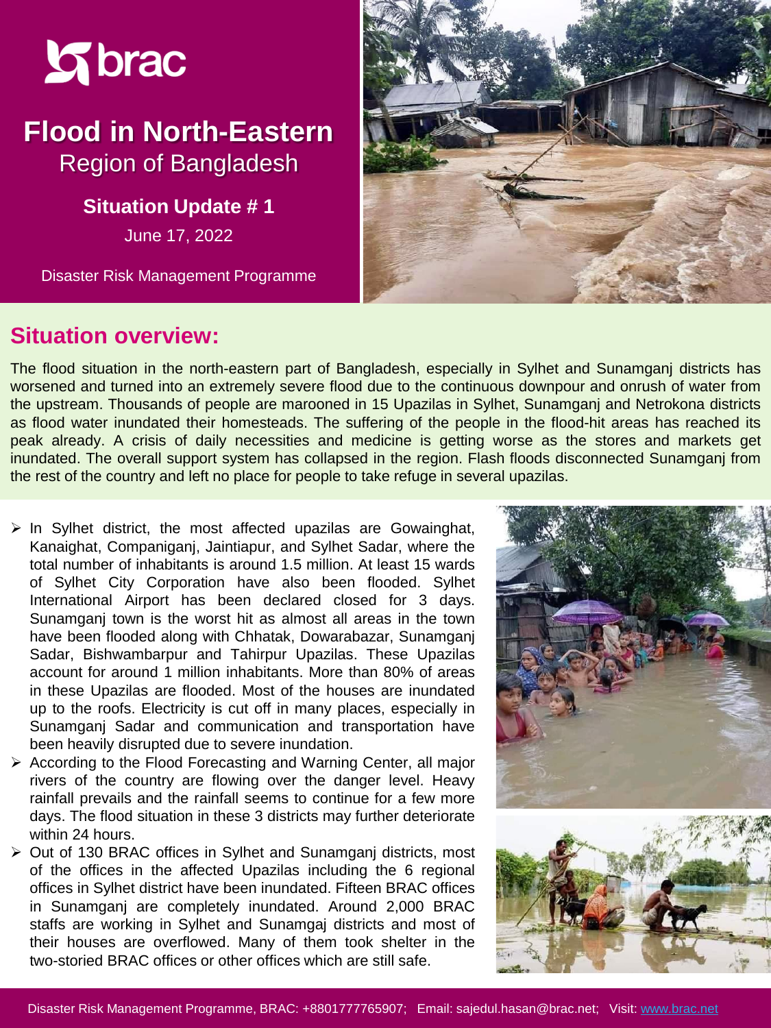# Flood in North-Eastern Region of Bangladesh

**Situation Update # 1**

June 17, 2022

Disaster Risk Management Programme

## Situation overview:

The flood situation in the north-eastern part of Bangladesh, especially in Sylhet and Sunamganj districts has worsened and turned into an extremely severe flood due to the continuous downpour and onrush of water from the upstream. Thousands of people are marooned in 15 Upazilas in Sylhet, Sunamganj and Netrokona districts as flood water inundated their homesteads. The suffering of the people in the flood-hit areas has reached its peak already. A crisis of daily necessities and medicine is getting worse as the stores and markets get inundated. The overall support system has collapsed in the region. Flash floods disconnected Sunamganj from the rest of the country and left no place for people to take refuge in several upazilas.

- In Sylhet district, the most affected upazilas are Gowainghat, Kanaighat, Companiganj, Jaintiapur, and Sylhet Sadar, where the total number of inhabitants is around 1.5 million. At least 15 wards of Sylhet City Corporation have also been flooded. Sylhet International Airport has been declared closed for 3 days. Sunamganj town is the worst hit as almost all areas in the town have been flooded along with Chhatak, Dowarabazar, Sunamganj Sadar, Bishwambarpur and Tahirpur Upazilas. These Upazilas account for around 1 million inhabitants. More than 80% of areas in these Upazilas are flooded. Most of the houses are inundated up to the roofs. Electricity is cut off in many places, especially in Sunamganj Sadar and communication and transportation have been heavily disrupted due to severe inundation.
- According to the Flood Forecasting and Warning Center, all major rivers of the country are flowing over the danger level. Heavy rainfall prevails and the rainfall seems to continue for a few more days. The flood situation in these 3 districts may further deteriorate within 24 hours.
- Out of 130 BRAC offices in Sylhet and Sunamganj districts, most of the offices in the affected Upazilas including the 6 regional offices in Sylhet district have been inundated. Fifteen BRAC offices in Sunamganj are completely inundated. Around 2,000 BRAC staffs are working in Sylhet and Sunamgaj districts and most of their houses are overflowed. Many of them took shelter in the two-storied BRAC offices or other offices which are still safe.

Disaster Risk Management Programme, BRAC: +8801777765907; Email: sajedul.hasan@brac.net; Visit: www.brac.net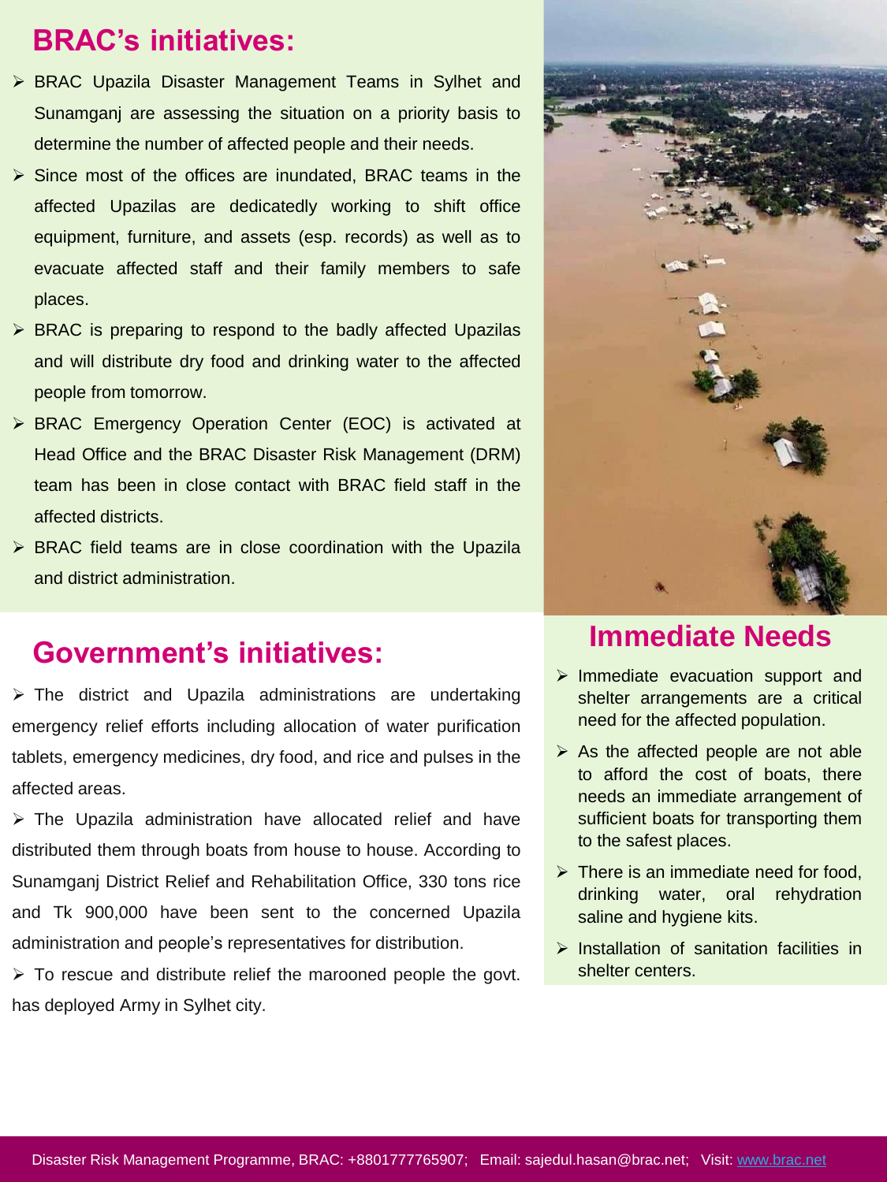## BRAC's initiatives:

- BRAC Upazila Disaster Management Teams in Sylhet and Sunamganj are assessing the situation on a priority basis to determine the number of affected people and their needs.
- Since most of the offices are inundated, BRAC teams in the affected Upazilas are dedicatedly working to shift office equipment, furniture, and assets (esp. records) as well as to evacuate affected staff and their family members to safe places.
- BRAC is preparing to respond to the badly affected Upazilas and will distribute dry food and drinking water to the affected people from tomorrow.
- BRAC Emergency Operation Center (EOC) is activated at Head Office and the BRAC Disaster Risk Management (DRM) team has been in close contact with BRAC field staff in the affected districts.
- BRAC field teams are in close coordination with the Upazila and district administration.

## Government's initiatives:

- The district and Upazila administrations are undertaking emergency relief efforts including allocation of water purification tablets, emergency medicines, dry food, and rice and pulses in the affected areas.
- The Upazila administration have allocated relief and have distributed them through boats from house to house. According to Sunamganj District Relief and Rehabilitation Office, 330 tons rice and Tk 900,000 have been sent to the concerned Upazila administration and people's representatives for distribution.
- To rescue and distribute relief the marooned people the govt. has deployed Army in Sylhet city.

## Immediate Needs

- Immediate evacuation support and shelter arrangements are a critical need for the affected population.
- As the affected people are not able to afford the cost of boats, there needs an immediate arrangement of sufficient boats for transporting them to the safest places.
- There is an immediate need for food, drinking water, oral rehydration saline and hygiene kits.
- Installation of sanitation facilities in shelter centers.

Disaster Risk Management Programme, BRAC: +8801777765907; Email: sajedul.hasan@brac.net; Visit: www.brac.net